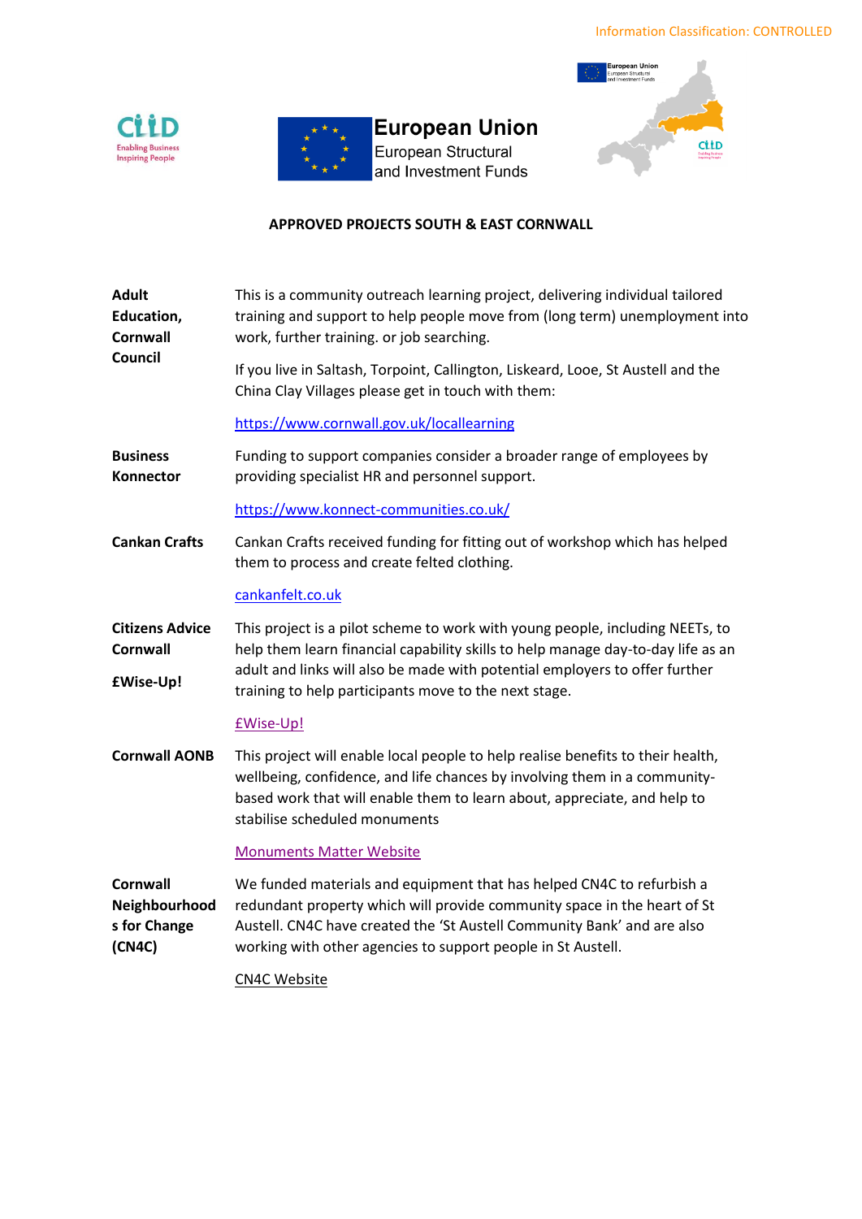Information Classification: CONTROLLED

CLiD Enabling Business Inspiring People

European Union
European Structural and Investment Funds

## APPROVED PROJECTS SOUTH & EAST CORNWALL

**Adult Education, Cornwall Council**

This is a community outreach learning project, delivering individual tailored training and support to help people move from (long term) unemployment into work, further training. or job searching.

If you live in Saltash, Torpoint, Callington, Liskeard, Looe, St Austell and the China Clay Villages please get in touch with them:

https://www.cornwall.gov.uk/locallearning

**Business Konnector**

Funding to support companies consider a broader range of employees by providing specialist HR and personnel support.

https://www.konnect-communities.co.uk/

**Cankan Crafts**

Cankan Crafts received funding for fitting out of workshop which has helped them to process and create felted clothing.

cankanfelt.co.uk

**Citizens Advice Cornwall**

**£Wise-Up!**

This project is a pilot scheme to work with young people, including NEETs, to help them learn financial capability skills to help manage day-to-day life as an adult and links will also be made with potential employers to offer further training to help participants move to the next stage.

£Wise-Up!

**Cornwall AONB**

This project will enable local people to help realise benefits to their health, wellbeing, confidence, and life chances by involving them in a community-based work that will enable them to learn about, appreciate, and help to stabilise scheduled monuments

Monuments Matter Website

**Cornwall Neighbourhoods for Change (CN4C)**

We funded materials and equipment that has helped CN4C to refurbish a redundant property which will provide community space in the heart of St Austell. CN4C have created the 'St Austell Community Bank' and are also working with other agencies to support people in St Austell.

CN4C Website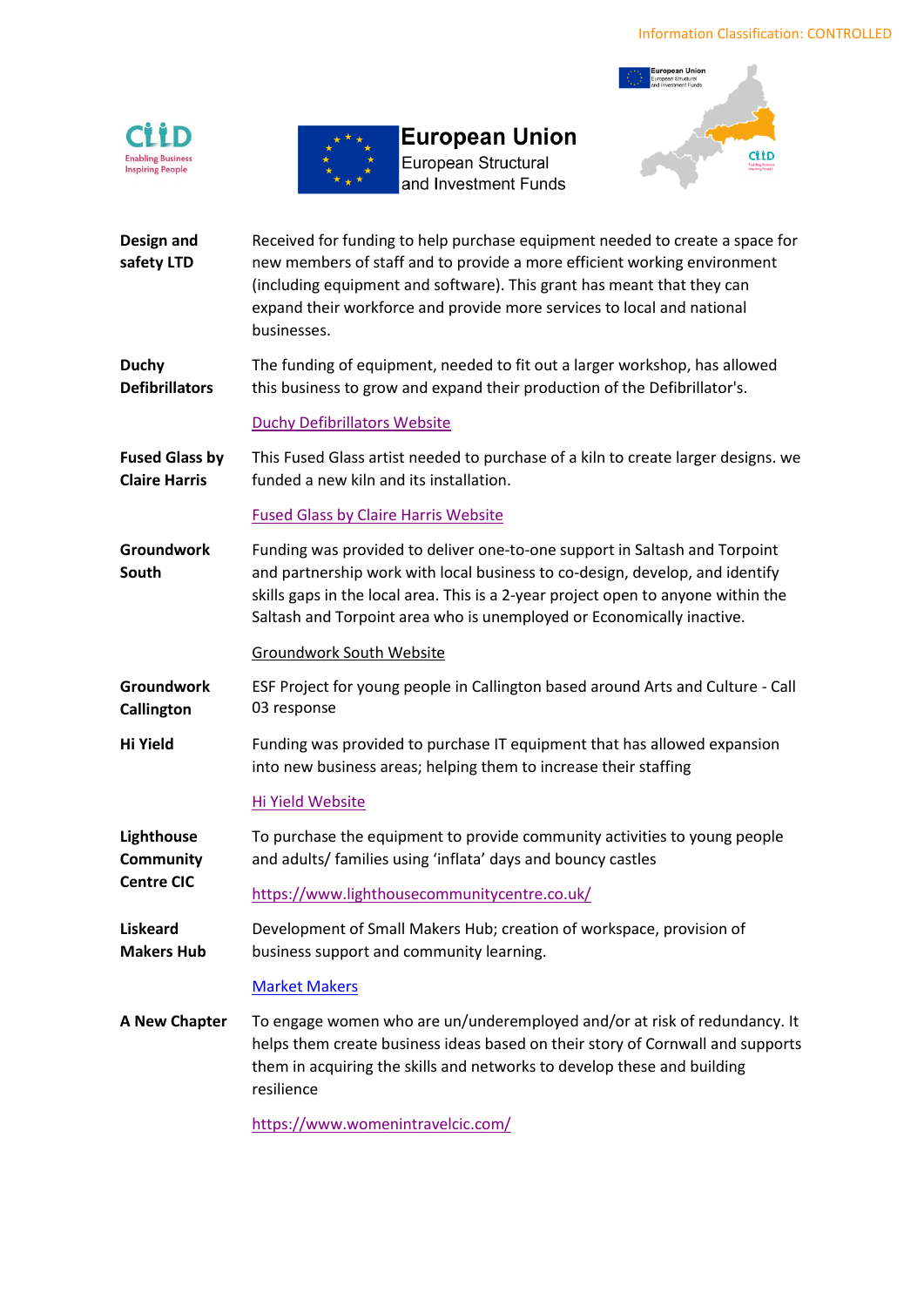**Design and safety LTD**

Received for funding to help purchase equipment needed to create a space for new members of staff and to provide a more efficient working environment (including equipment and software). This grant has meant that they can expand their workforce and provide more services to local and national businesses.

**Duchy Defibrillators**

The funding of equipment, needed to fit out a larger workshop, has allowed this business to grow and expand their production of the Defibrillator's.

Duchy Defibrillators Website

**Fused Glass by Claire Harris**

This Fused Glass artist needed to purchase of a kiln to create larger designs. we funded a new kiln and its installation.

Fused Glass by Claire Harris Website

**Groundwork South**

Funding was provided to deliver one-to-one support in Saltash and Torpoint and partnership work with local business to co-design, develop, and identify skills gaps in the local area. This is a 2-year project open to anyone within the Saltash and Torpoint area who is unemployed or Economically inactive.

Groundwork South Website

**Groundwork Callington**

ESF Project for young people in Callington based around Arts and Culture - Call 03 response

**Hi Yield**

Funding was provided to purchase IT equipment that has allowed expansion into new business areas; helping them to increase their staffing

Hi Yield Website

**Lighthouse Community Centre CIC**

To purchase the equipment to provide community activities to young people and adults/ families using 'inflata' days and bouncy castles

https://www.lighthousecommunitycentre.co.uk/

**Liskeard Makers Hub**

Development of Small Makers Hub; creation of workspace, provision of business support and community learning.

Market Makers

**A New Chapter**

To engage women who are un/underemployed and/or at risk of redundancy. It helps them create business ideas based on their story of Cornwall and supports them in acquiring the skills and networks to develop these and building resilience

https://www.womenintravelcic.com/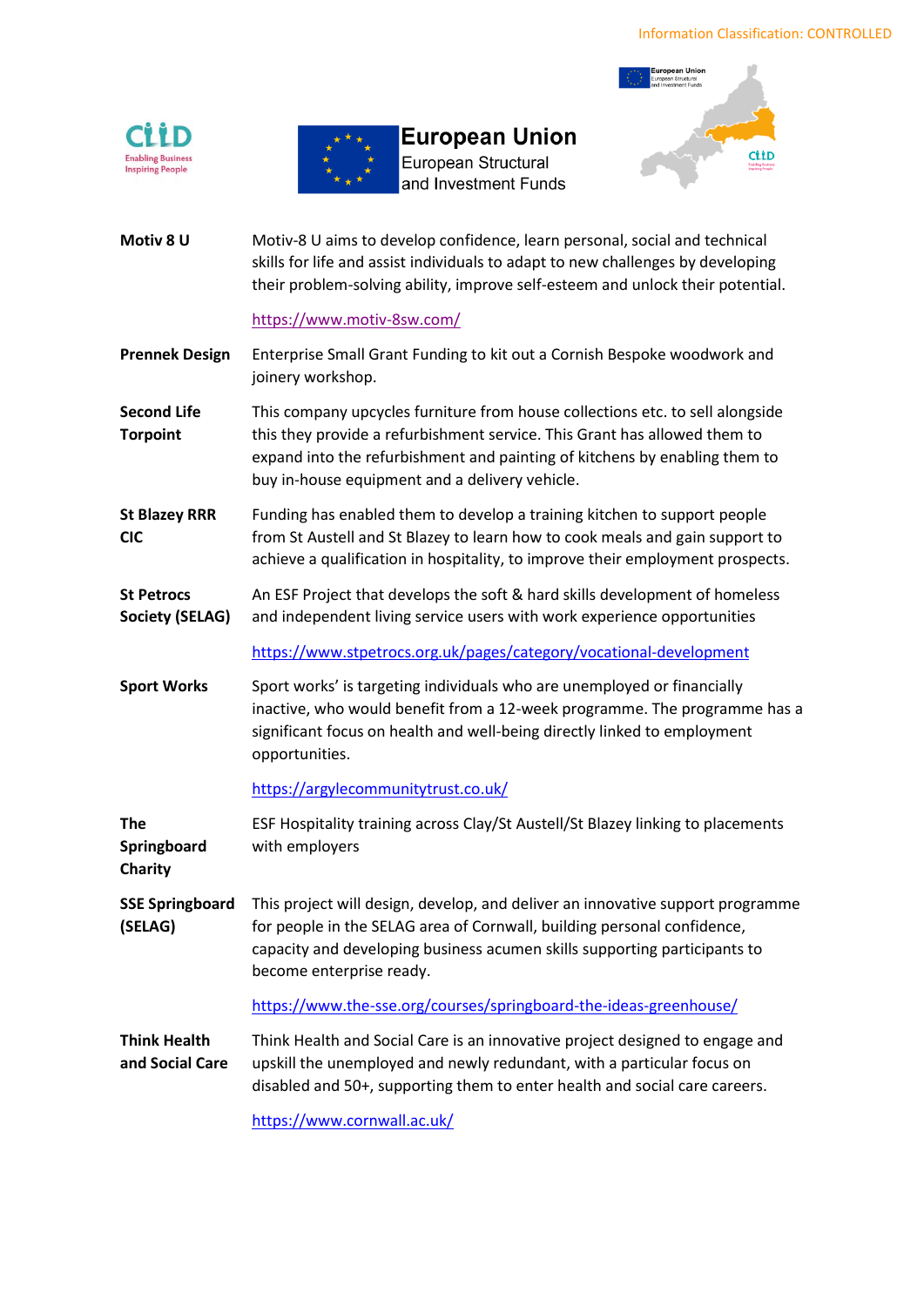| | |
|---|---|
| **Motiv 8 U** | Motiv-8 U aims to develop confidence, learn personal, social and technical skills for life and assist individuals to adapt to new challenges by developing their problem-solving ability, improve self-esteem and unlock their potential.<br><br>https://www.motiv-8sw.com/ |
| **Prennek Design** | Enterprise Small Grant Funding to kit out a Cornish Bespoke woodwork and joinery workshop. |
| **Second Life Torpoint** | This company upcycles furniture from house collections etc. to sell alongside this they provide a refurbishment service. This Grant has allowed them to expand into the refurbishment and painting of kitchens by enabling them to buy in-house equipment and a delivery vehicle. |
| **St Blazey RRR CIC** | Funding has enabled them to develop a training kitchen to support people from St Austell and St Blazey to learn how to cook meals and gain support to achieve a qualification in hospitality, to improve their employment prospects. |
| **St Petrocs Society (SELAG)** | An ESF Project that develops the soft & hard skills development of homeless and independent living service users with work experience opportunities<br><br>https://www.stpetrocs.org.uk/pages/category/vocational-development |
| **Sport Works** | Sport works' is targeting individuals who are unemployed or financially inactive, who would benefit from a 12-week programme. The programme has a significant focus on health and well-being directly linked to employment opportunities.<br><br>https://argylecommunitytrust.co.uk/ |
| **The Springboard Charity** | ESF Hospitality training across Clay/St Austell/St Blazey linking to placements with employers |
| **SSE Springboard (SELAG)** | This project will design, develop, and deliver an innovative support programme for people in the SELAG area of Cornwall, building personal confidence, capacity and developing business acumen skills supporting participants to become enterprise ready.<br><br>https://www.the-sse.org/courses/springboard-the-ideas-greenhouse/ |
| **Think Health and Social Care** | Think Health and Social Care is an innovative project designed to engage and upskill the unemployed and newly redundant, with a particular focus on disabled and 50+, supporting them to enter health and social care careers.<br><br>https://www.cornwall.ac.uk/ |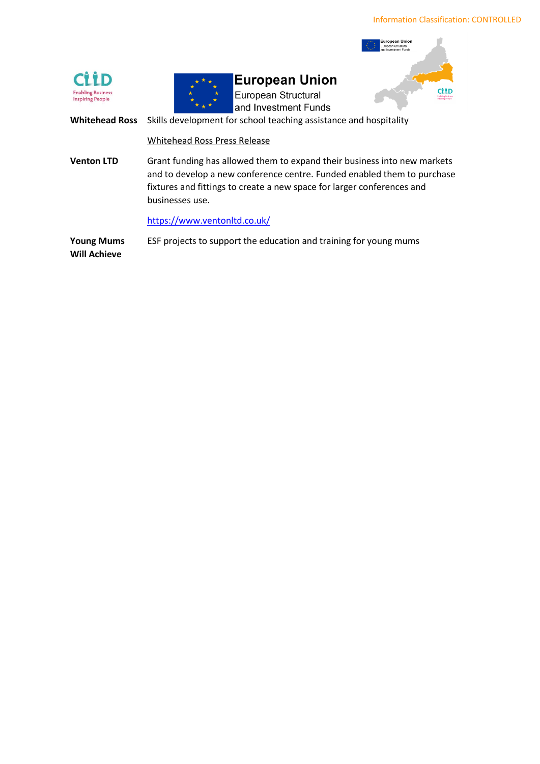| | |
|---|---|
| **Whitehead Ross** | Skills development for school teaching assistance and hospitality<br><br>Whitehead Ross Press Release |
| **Venton LTD** | Grant funding has allowed them to expand their business into new markets and to develop a new conference centre. Funded enabled them to purchase fixtures and fittings to create a new space for larger conferences and businesses use.<br><br>https://www.ventonltd.co.uk/ |
| **Young Mums Will Achieve** | ESF projects to support the education and training for young mums |